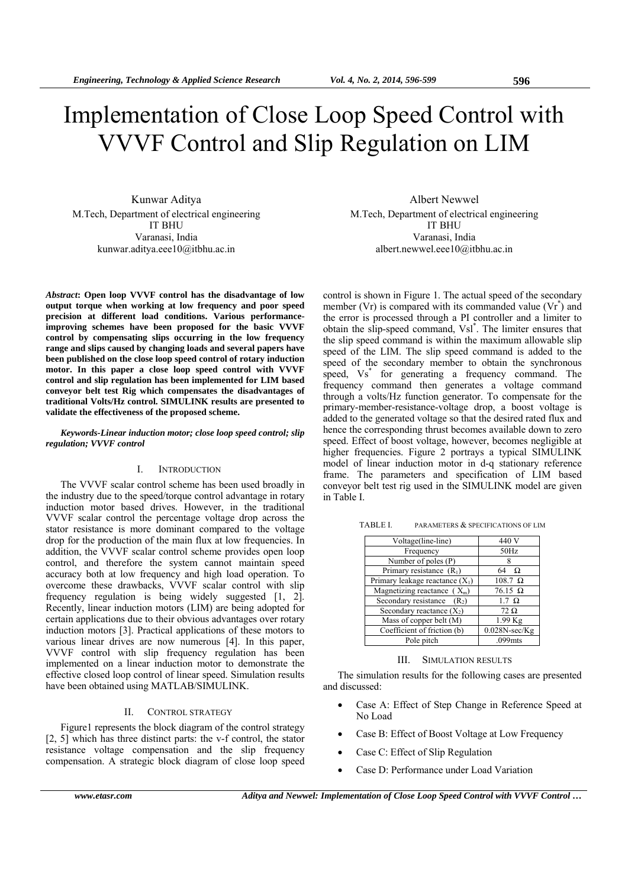# Implementation of Close Loop Speed Control with VVVF Control and Slip Regulation on LIM

Kunwar Aditya
M.Tech, Department of electrical engineering
IT BHU
Varanasi, India
kunwar.aditya.eee10@itbhu.ac.in

Albert Newwel
M.Tech, Department of electrical engineering
IT BHU
Varanasi, India
albert.newwel.eee10@itbhu.ac.in

***Abstract*****: Open loop VVVF control has the disadvantage of low output torque when working at low frequency and poor speed precision at different load conditions. Various performance-improving schemes have been proposed for the basic VVVF control by compensating slips occurring in the low frequency range and slips caused by changing loads and several papers have been published on the close loop speed control of rotary induction motor. In this paper a close loop speed control with VVVF control and slip regulation has been implemented for LIM based conveyor belt test Rig which compensates the disadvantages of traditional Volts/Hz control. SIMULINK results are presented to validate the effectiveness of the proposed scheme.**

***Keywords-Linear induction motor; close loop speed control; slip regulation; VVVF control***

## I. Introduction

The VVVF scalar control scheme has been used broadly in the industry due to the speed/torque control advantage in rotary induction motor based drives. However, in the traditional VVVF scalar control the percentage voltage drop across the stator resistance is more dominant compared to the voltage drop for the production of the main flux at low frequencies. In addition, the VVVF scalar control scheme provides open loop control, and therefore the system cannot maintain speed accuracy both at low frequency and high load operation. To overcome these drawbacks, VVVF scalar control with slip frequency regulation is being widely suggested [1, 2]. Recently, linear induction motors (LIM) are being adopted for certain applications due to their obvious advantages over rotary induction motors [3]. Practical applications of these motors to various linear drives are now numerous [4]. In this paper, VVVF control with slip frequency regulation has been implemented on a linear induction motor to demonstrate the effective closed loop control of linear speed. Simulation results have been obtained using MATLAB/SIMULINK.

## II. Control Strategy

Figure1 represents the block diagram of the control strategy [2, 5] which has three distinct parts: the v-f control, the stator resistance voltage compensation and the slip frequency compensation. A strategic block diagram of close loop speed control is shown in Figure 1. The actual speed of the secondary member (Vr) is compared with its commanded value ($Vr^*$) and the error is processed through a PI controller and a limiter to obtain the slip-speed command, $Vsl^*$. The limiter ensures that the slip speed command is within the maximum allowable slip speed of the LIM. The slip speed command is added to the speed of the secondary member to obtain the synchronous speed, $Vs^*$ for generating a frequency command. The frequency command then generates a voltage command through a volts/Hz function generator. To compensate for the primary-member-resistance-voltage drop, a boost voltage is added to the generated voltage so that the desired rated flux and hence the corresponding thrust becomes available down to zero speed. Effect of boost voltage, however, becomes negligible at higher frequencies. Figure 2 portrays a typical SIMULINK model of linear induction motor in d-q stationary reference frame. The parameters and specification of LIM based conveyor belt test rig used in the SIMULINK model are given in Table I.

TABLE I. PARAMETERS & SPECIFICATIONS OF LIM

| Voltage(line-line) | 440 V |
|---|---|
| Frequency | 50Hz |
| Number of poles (P) | 8 |
| Primary resistance ($R_1$) | 64 Ω |
| Primary leakage reactance ($X_1$) | 108.7 Ω |
| Magnetizing reactance ($X_m$) | 76.15 Ω |
| Secondary resistance ($R_2$) | 1.7 Ω |
| Secondary reactance ($X_2$) | 72 Ω |
| Mass of copper belt (M) | 1.99 Kg |
| Coefficient of friction (b) | 0.028N-sec/Kg |
| Pole pitch | .099mts |

## III. Simulation Results

The simulation results for the following cases are presented and discussed:

- Case A: Effect of Step Change in Reference Speed at No Load
- Case B: Effect of Boost Voltage at Low Frequency
- Case C: Effect of Slip Regulation
- Case D: Performance under Load Variation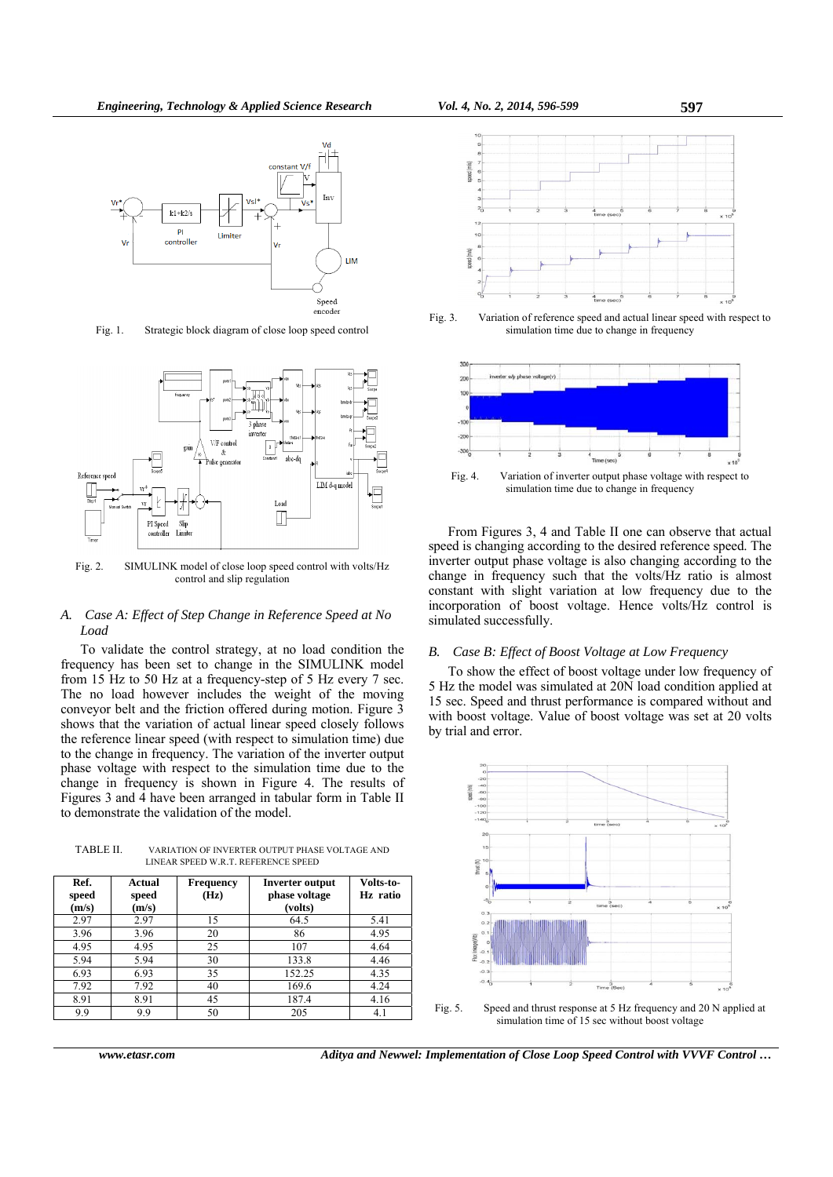Fig. 1. Strategic block diagram of close loop speed control

Fig. 2. SIMULINK model of close loop speed control with volts/Hz control and slip regulation

### A. Case A: Effect of Step Change in Reference Speed at No Load

To validate the control strategy, at no load condition the frequency has been set to change in the SIMULINK model from 15 Hz to 50 Hz at a frequency-step of 5 Hz every 7 sec. The no load however includes the weight of the moving conveyor belt and the friction offered during motion. Figure 3 shows that the variation of actual linear speed closely follows the reference linear speed (with respect to simulation time) due to the change in frequency. The variation of the inverter output phase voltage with respect to the simulation time due to the change in frequency is shown in Figure 4. The results of Figures 3 and 4 have been arranged in tabular form in Table II to demonstrate the validation of the model.

TABLE II. VARIATION OF INVERTER OUTPUT PHASE VOLTAGE AND LINEAR SPEED W.R.T. REFERENCE SPEED

| Ref. speed (m/s) | Actual speed (m/s) | Frequency (Hz) | Inverter output phase voltage (volts) | Volts-to-Hz ratio |
|---|---|---|---|---|
| 2.97 | 2.97 | 15 | 64.5 | 5.41 |
| 3.96 | 3.96 | 20 | 86 | 4.95 |
| 4.95 | 4.95 | 25 | 107 | 4.64 |
| 5.94 | 5.94 | 30 | 133.8 | 4.46 |
| 6.93 | 6.93 | 35 | 152.25 | 4.35 |
| 7.92 | 7.92 | 40 | 169.6 | 4.24 |
| 8.91 | 8.91 | 45 | 187.4 | 4.16 |
| 9.9 | 9.9 | 50 | 205 | 4.1 |

Fig. 3. Variation of reference speed and actual linear speed with respect to simulation time due to change in frequency

Fig. 4. Variation of inverter output phase voltage with respect to simulation time due to change in frequency

From Figures 3, 4 and Table II one can observe that actual speed is changing according to the desired reference speed. The inverter output phase voltage is also changing according to the change in frequency such that the volts/Hz ratio is almost constant with slight variation at low frequency due to the incorporation of boost voltage. Hence volts/Hz control is simulated successfully.

### B. Case B: Effect of Boost Voltage at Low Frequency

To show the effect of boost voltage under low frequency of 5 Hz the model was simulated at 20N load condition applied at 15 sec. Speed and thrust performance is compared without and with boost voltage. Value of boost voltage was set at 20 volts by trial and error.

Fig. 5. Speed and thrust response at 5 Hz frequency and 20 N applied at simulation time of 15 sec without boost voltage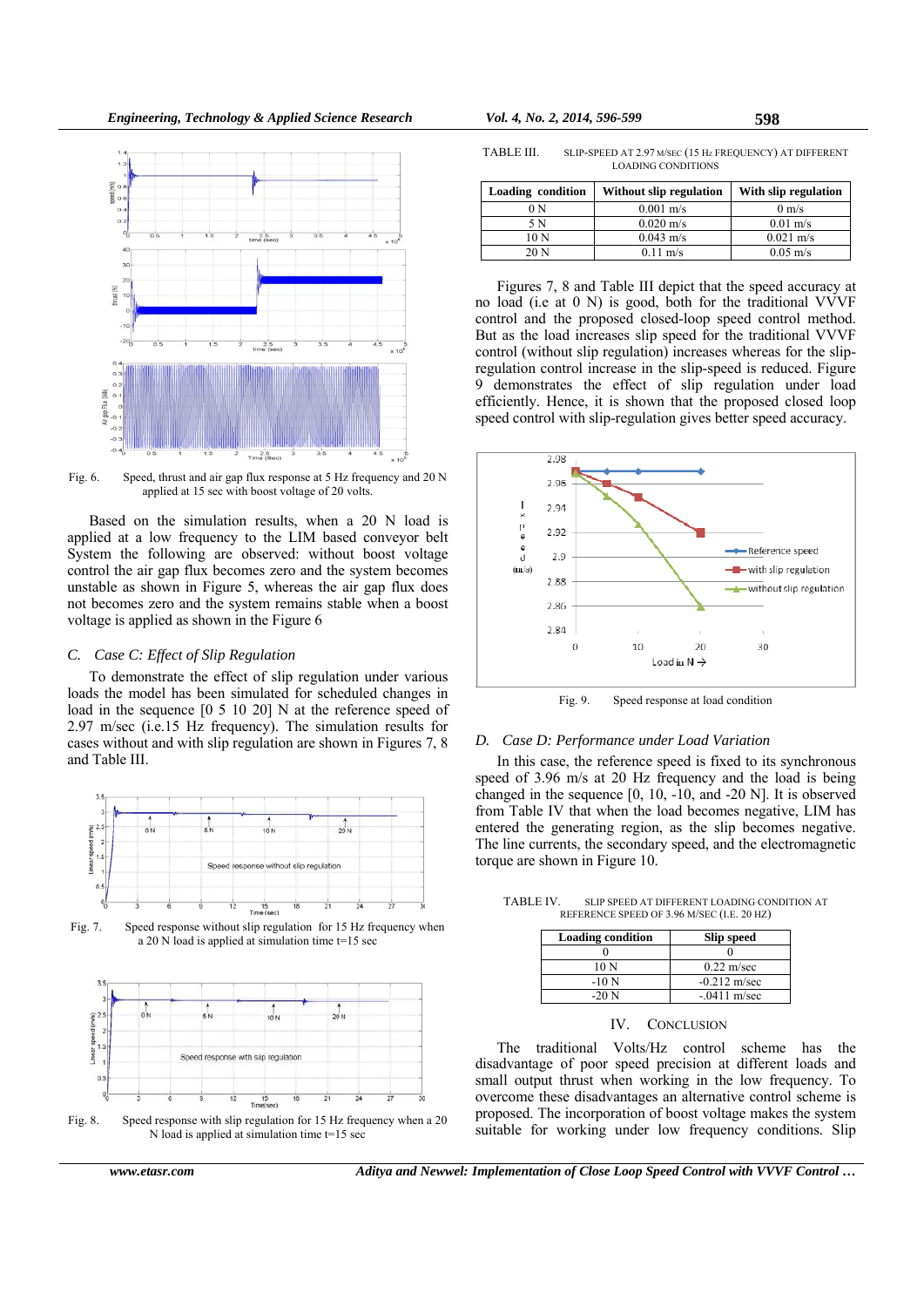Fig. 6. Speed, thrust and air gap flux response at 5 Hz frequency and 20 N applied at 15 sec with boost voltage of 20 volts.

Based on the simulation results, when a 20 N load is applied at a low frequency to the LIM based conveyor belt System the following are observed: without boost voltage control the air gap flux becomes zero and the system becomes unstable as shown in Figure 5, whereas the air gap flux does not becomes zero and the system remains stable when a boost voltage is applied as shown in the Figure 6

### *C. Case C: Effect of Slip Regulation*

To demonstrate the effect of slip regulation under various loads the model has been simulated for scheduled changes in load in the sequence [0 5 10 20] N at the reference speed of 2.97 m/sec (i.e.15 Hz frequency). The simulation results for cases without and with slip regulation are shown in Figures 7, 8 and Table III.

Fig. 7. Speed response without slip regulation for 15 Hz frequency when a 20 N load is applied at simulation time t=15 sec

Fig. 8. Speed response with slip regulation for 15 Hz frequency when a 20 N load is applied at simulation time t=15 sec

TABLE III. SLIP-SPEED AT 2.97 M/SEC (15 HZ FREQUENCY) AT DIFFERENT LOADING CONDITIONS

| Loading condition | Without slip regulation | With slip regulation |
|---|---|---|
| 0 N | 0.001 m/s | 0 m/s |
| 5 N | 0.020 m/s | 0.01 m/s |
| 10 N | 0.043 m/s | 0.021 m/s |
| 20 N | 0.11 m/s | 0.05 m/s |

Figures 7, 8 and Table III depict that the speed accuracy at no load (i.e at 0 N) is good, both for the traditional VVVF control and the proposed closed-loop speed control method. But as the load increases slip speed for the traditional VVVF control (without slip regulation) increases whereas for the slip-regulation control increase in the slip-speed is reduced. Figure 9 demonstrates the effect of slip regulation under load efficiently. Hence, it is shown that the proposed closed loop speed control with slip-regulation gives better speed accuracy.

Fig. 9. Speed response at load condition

### *D. Case D: Performance under Load Variation*

In this case, the reference speed is fixed to its synchronous speed of 3.96 m/s at 20 Hz frequency and the load is being changed in the sequence [0, 10, -10, and -20 N]. It is observed from Table IV that when the load becomes negative, LIM has entered the generating region, as the slip becomes negative. The line currents, the secondary speed, and the electromagnetic torque are shown in Figure 10.

TABLE IV. SLIP SPEED AT DIFFERENT LOADING CONDITION AT REFERENCE SPEED OF 3.96 M/SEC (I.E. 20 HZ)

| Loading condition | Slip speed |
|---|---|
| 0 | 0 |
| 10 N | 0.22 m/sec |
| -10 N | -0.212 m/sec |
| -20 N | -.0411 m/sec |

## IV. CONCLUSION

The traditional Volts/Hz control scheme has the disadvantage of poor speed precision at different loads and small output thrust when working in the low frequency. To overcome these disadvantages an alternative control scheme is proposed. The incorporation of boost voltage makes the system suitable for working under low frequency conditions. Slip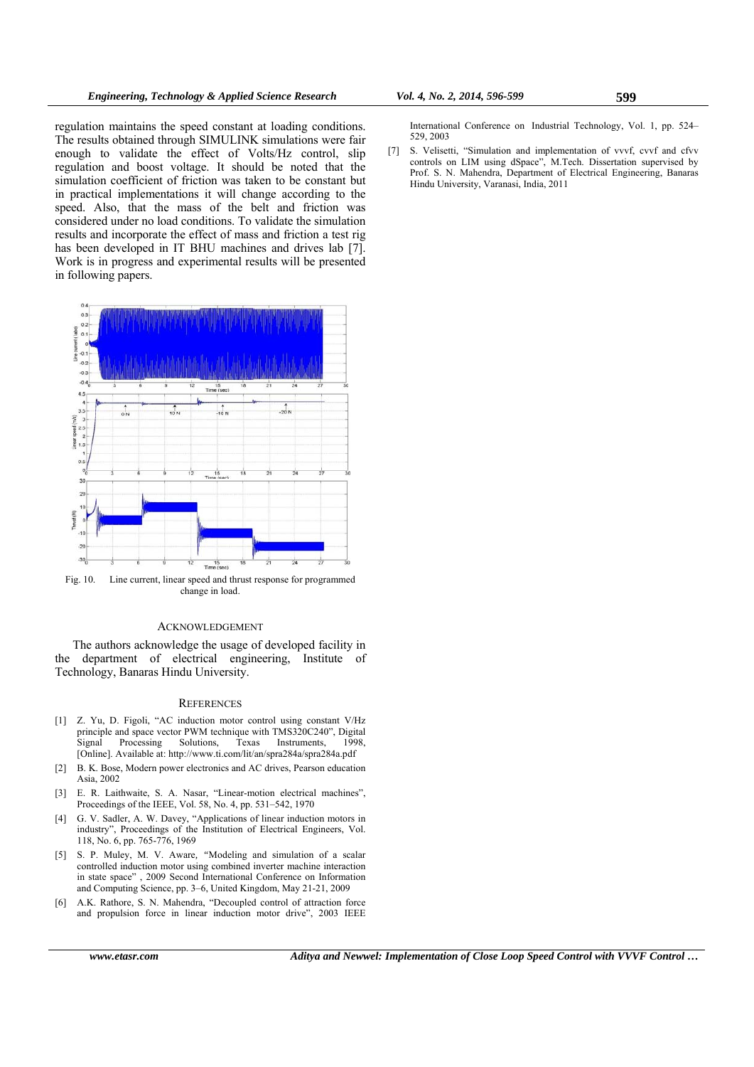regulation maintains the speed constant at loading conditions. The results obtained through SIMULINK simulations were fair enough to validate the effect of Volts/Hz control, slip regulation and boost voltage. It should be noted that the simulation coefficient of friction was taken to be constant but in practical implementations it will change according to the speed. Also, that the mass of the belt and friction was considered under no load conditions. To validate the simulation results and incorporate the effect of mass and friction a test rig has been developed in IT BHU machines and drives lab [7]. Work is in progress and experimental results will be presented in following papers.

Line current (abc)
Time (sec)
Linear speed (m/s)
0 N
10 N
-10 N
-20 N
Time (sec)
Thrust (N)
Time (sec)

Fig. 10. Line current, linear speed and thrust response for programmed change in load.

## ACKNOWLEDGEMENT

The authors acknowledge the usage of developed facility in the department of electrical engineering, Institute of Technology, Banaras Hindu University.

## REFERENCES

[1] Z. Yu, D. Figoli, "AC induction motor control using constant V/Hz principle and space vector PWM technique with TMS320C240", Digital Signal Processing Solutions, Texas Instruments, 1998, [Online]. Available at: http://www.ti.com/lit/an/spra284a/spra284a.pdf

[2] B. K. Bose, Modern power electronics and AC drives, Pearson education Asia, 2002

[3] E. R. Laithwaite, S. A. Nasar, "Linear-motion electrical machines", Proceedings of the IEEE, Vol. 58, No. 4, pp. 531–542, 1970

[4] G. V. Sadler, A. W. Davey, "Applications of linear induction motors in industry", Proceedings of the Institution of Electrical Engineers, Vol. 118, No. 6, pp. 765-776, 1969

[5] S. P. Muley, M. V. Aware, "Modeling and simulation of a scalar controlled induction motor using combined inverter machine interaction in state space" , 2009 Second International Conference on Information and Computing Science, pp. 3–6, United Kingdom, May 21-21, 2009

[6] A.K. Rathore, S. N. Mahendra, "Decoupled control of attraction force and propulsion force in linear induction motor drive", 2003 IEEE International Conference on Industrial Technology, Vol. 1, pp. 524–529, 2003

[7] S. Velisetti, "Simulation and implementation of vvvf, cvvf and cfvv controls on LIM using dSpace", M.Tech. Dissertation supervised by Prof. S. N. Mahendra, Department of Electrical Engineering, Banaras Hindu University, Varanasi, India, 2011